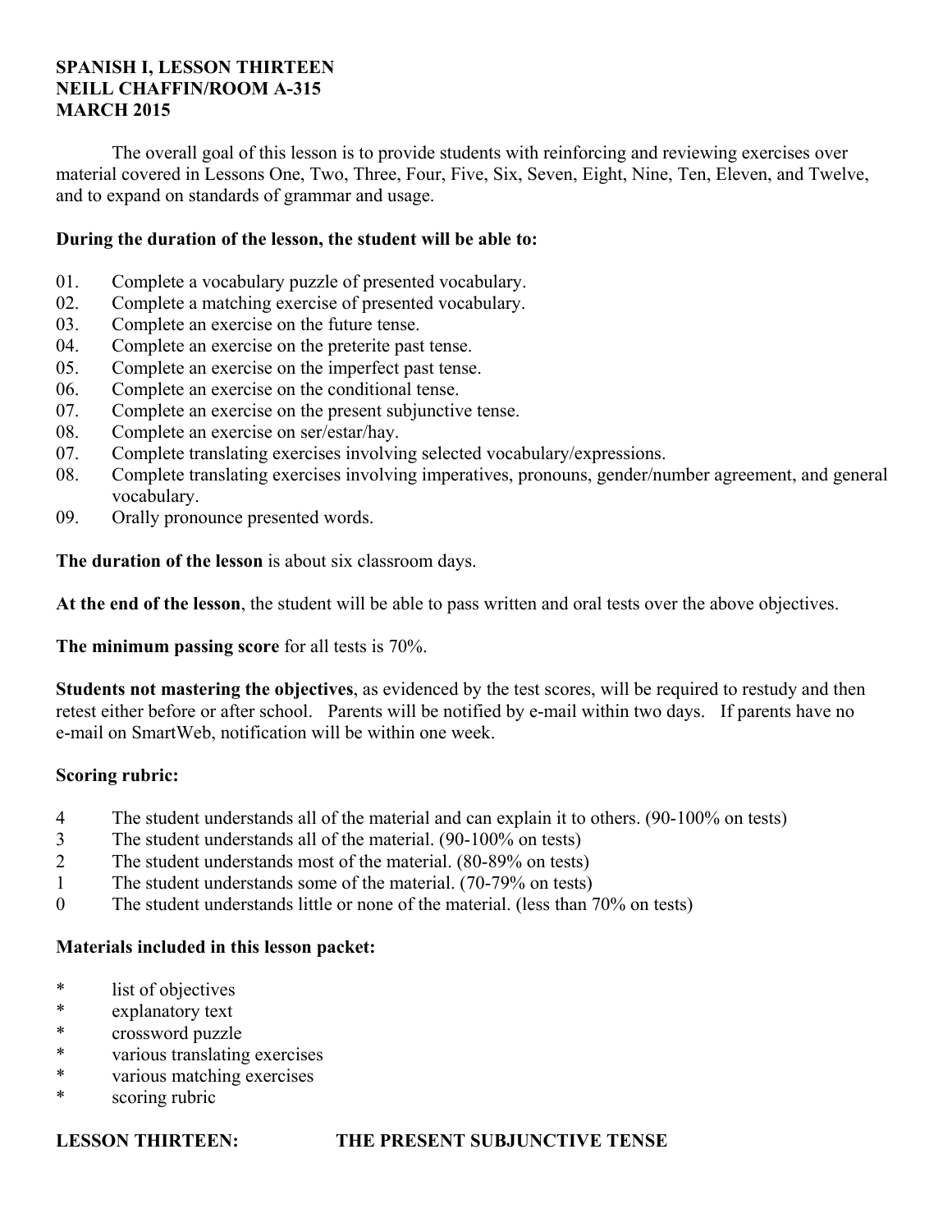**SPANISH I, LESSON THIRTEEN**
**NEILL CHAFFIN/ROOM A-315**
**MARCH 2015**

The overall goal of this lesson is to provide students with reinforcing and reviewing exercises over material covered in Lessons One, Two, Three, Four, Five, Six, Seven, Eight, Nine, Ten, Eleven, and Twelve, and to expand on standards of grammar and usage.

**During the duration of the lesson, the student will be able to:**

01. Complete a vocabulary puzzle of presented vocabulary.
02. Complete a matching exercise of presented vocabulary.
03. Complete an exercise on the future tense.
04. Complete an exercise on the preterite past tense.
05. Complete an exercise on the imperfect past tense.
06. Complete an exercise on the conditional tense.
07. Complete an exercise on the present subjunctive tense.
08. Complete an exercise on ser/estar/hay.
07. Complete translating exercises involving selected vocabulary/expressions.
08. Complete translating exercises involving imperatives, pronouns, gender/number agreement, and general vocabulary.
09. Orally pronounce presented words.

**The duration of the lesson** is about six classroom days.

**At the end of the lesson**, the student will be able to pass written and oral tests over the above objectives.

**The minimum passing score** for all tests is 70%.

**Students not mastering the objectives**, as evidenced by the test scores, will be required to restudy and then retest either before or after school. Parents will be notified by e-mail within two days. If parents have no e-mail on SmartWeb, notification will be within one week.

**Scoring rubric:**

4 The student understands all of the material and can explain it to others. (90-100% on tests)
3 The student understands all of the material. (90-100% on tests)
2 The student understands most of the material. (80-89% on tests)
1 The student understands some of the material. (70-79% on tests)
0 The student understands little or none of the material. (less than 70% on tests)

**Materials included in this lesson packet:**

* list of objectives
* explanatory text
* crossword puzzle
* various translating exercises
* various matching exercises
* scoring rubric

**LESSON THIRTEEN: THE PRESENT SUBJUNCTIVE TENSE**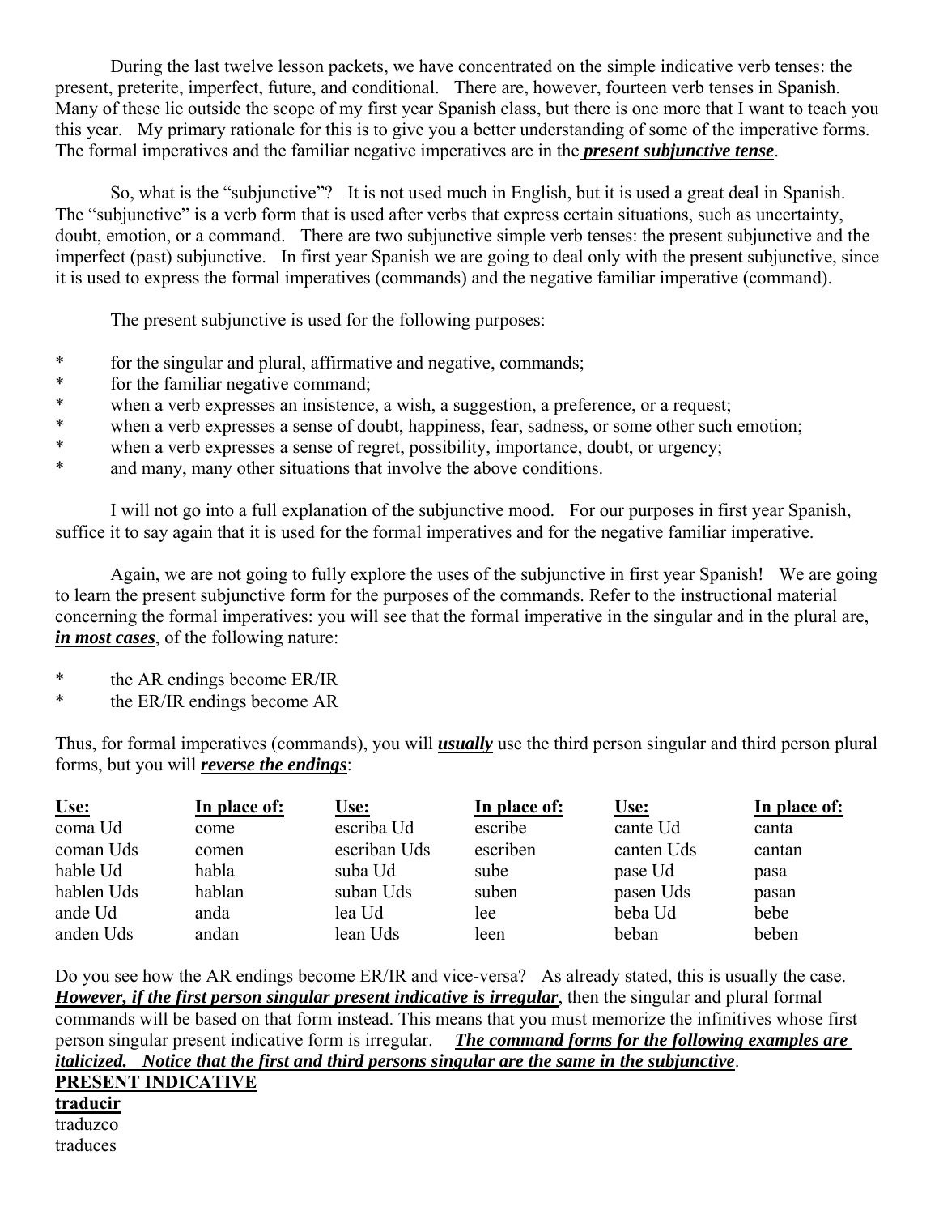During the last twelve lesson packets, we have concentrated on the simple indicative verb tenses: the present, preterite, imperfect, future, and conditional. There are, however, fourteen verb tenses in Spanish. Many of these lie outside the scope of my first year Spanish class, but there is one more that I want to teach you this year. My primary rationale for this is to give you a better understanding of some of the imperative forms. The formal imperatives and the familiar negative imperatives are in the ***present subjunctive tense***.

So, what is the "subjunctive"? It is not used much in English, but it is used a great deal in Spanish. The "subjunctive" is a verb form that is used after verbs that express certain situations, such as uncertainty, doubt, emotion, or a command. There are two subjunctive simple verb tenses: the present subjunctive and the imperfect (past) subjunctive. In first year Spanish we are going to deal only with the present subjunctive, since it is used to express the formal imperatives (commands) and the negative familiar imperative (command).

The present subjunctive is used for the following purposes:

- for the singular and plural, affirmative and negative, commands;
- for the familiar negative command;
- when a verb expresses an insistence, a wish, a suggestion, a preference, or a request;
- when a verb expresses a sense of doubt, happiness, fear, sadness, or some other such emotion;
- when a verb expresses a sense of regret, possibility, importance, doubt, or urgency;
- and many, many other situations that involve the above conditions.

I will not go into a full explanation of the subjunctive mood. For our purposes in first year Spanish, suffice it to say again that it is used for the formal imperatives and for the negative familiar imperative.

Again, we are not going to fully explore the uses of the subjunctive in first year Spanish! We are going to learn the present subjunctive form for the purposes of the commands. Refer to the instructional material concerning the formal imperatives: you will see that the formal imperative in the singular and in the plural are, ***in most cases***, of the following nature:

- the AR endings become ER/IR
- the ER/IR endings become AR

Thus, for formal imperatives (commands), you will ***usually*** use the third person singular and third person plural forms, but you will ***reverse the endings***:

| Use: | In place of: | Use: | In place of: | Use: | In place of: |
|---|---|---|---|---|---|
| coma Ud | come | escriba Ud | escribe | cante Ud | canta |
| coman Uds | comen | escriban Uds | escriben | canten Uds | cantan |
| hable Ud | habla | suba Ud | sube | pase Ud | pasa |
| hablen Uds | hablan | suban Uds | suben | pasen Uds | pasan |
| ande Ud | anda | lea Ud | lee | beba Ud | bebe |
| anden Uds | andan | lean Uds | leen | beban | beben |

Do you see how the AR endings become ER/IR and vice-versa? As already stated, this is usually the case. ***However, if the first person singular present indicative is irregular***, then the singular and plural formal commands will be based on that form instead. This means that you must memorize the infinitives whose first person singular present indicative form is irregular. ***The command forms for the following examples are italicized. Notice that the first and third persons singular are the same in the subjunctive***.

**PRESENT INDICATIVE**

**traducir**

traduzco

traduces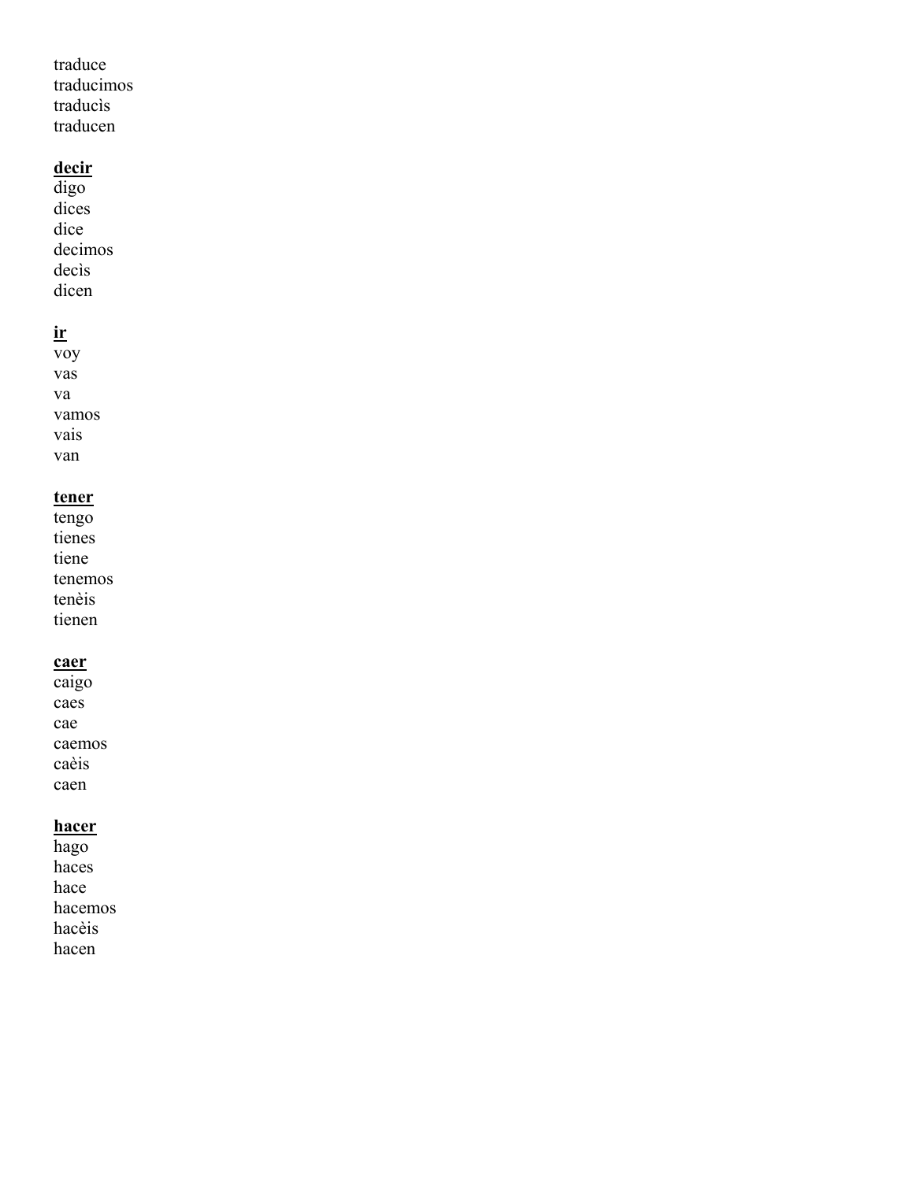traduce
traducimos
traducìs
traducen

**<u>decir</u>**
digo
dices
dice
decimos
decìs
dicen

**<u>ir</u>**
voy
vas
va
vamos
vais
van

**<u>tener</u>**
tengo
tienes
tiene
tenemos
tenèis
tienen

**<u>caer</u>**
caigo
caes
cae
caemos
caèis
caen

**<u>hacer</u>**
hago
haces
hace
hacemos
hacèis
hacen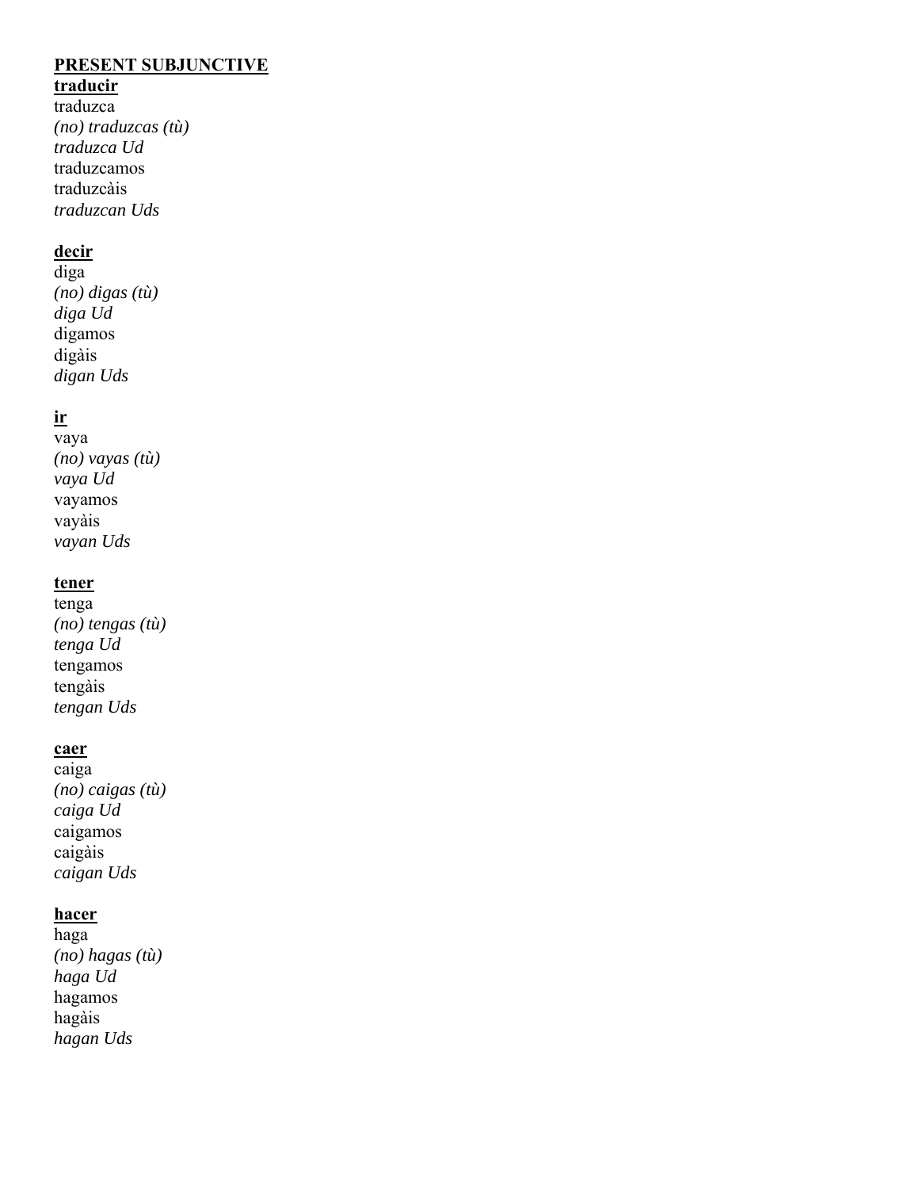**<u>PRESENT SUBJUNCTIVE</u>**

**<u>traducir</u>**

traduzca
*(no) traduzcas (tù)*
*traduzca Ud*
traduzcamos
traduzcàis
*traduzcan Uds*

**<u>decir</u>**

diga
*(no) digas (tù)*
*diga Ud*
digamos
digàis
*digan Uds*

**<u>ir</u>**

vaya
*(no) vayas (tù)*
*vaya Ud*
vayamos
vayàis
*vayan Uds*

**<u>tener</u>**

tenga
*(no) tengas (tù)*
*tenga Ud*
tengamos
tengàis
*tengan Uds*

**<u>caer</u>**

caiga
*(no) caigas (tù)*
*caiga Ud*
caigamos
caigàis
*caigan Uds*

**<u>hacer</u>**

haga
*(no) hagas (tù)*
*haga Ud*
hagamos
hagàis
*hagan Uds*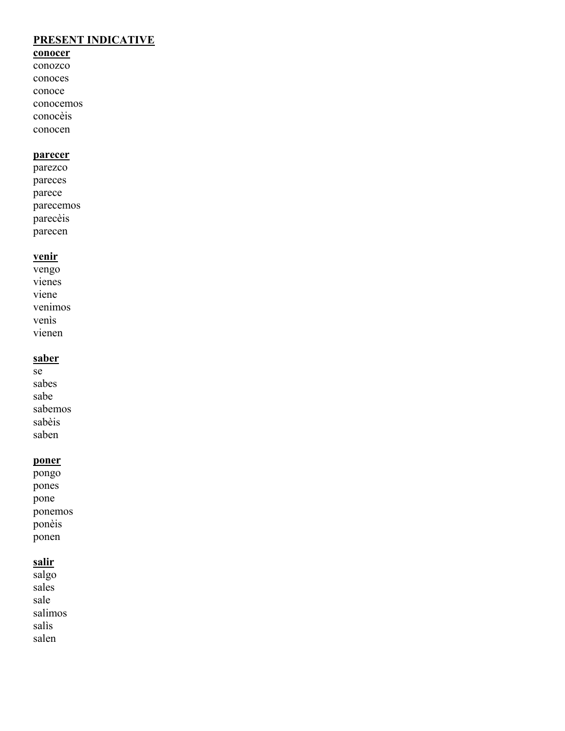**PRESENT INDICATIVE**

**conocer**

conozco
conoces
conoce
conocemos
conocèis
conocen

**parecer**

parezco
pareces
parece
parecemos
parecèis
parecen

**venir**

vengo
vienes
viene
venimos
venìs
vienen

**saber**

se
sabes
sabe
sabemos
sabèis
saben

**poner**

pongo
pones
pone
ponemos
ponèis
ponen

**salir**

salgo
sales
sale
salimos
salìs
salen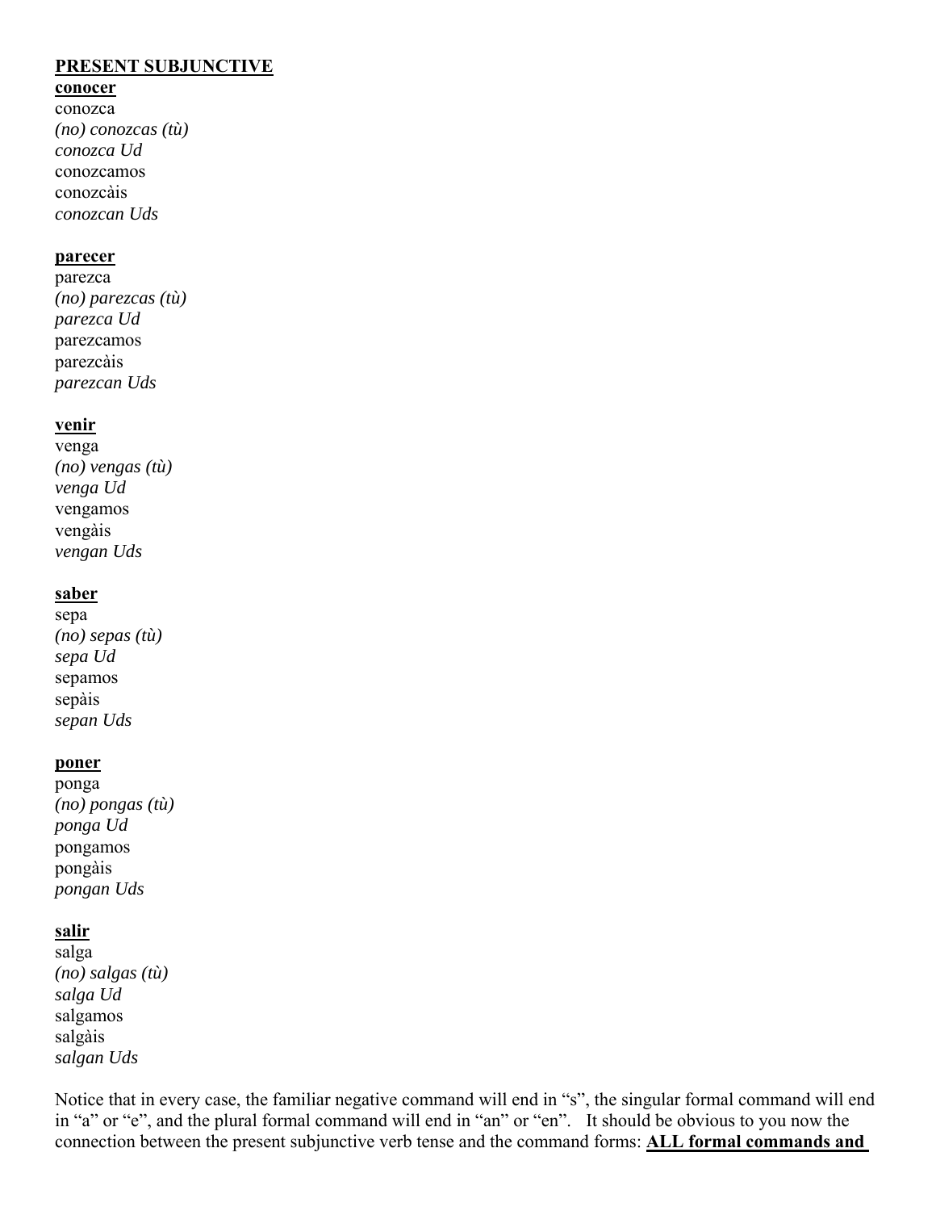**PRESENT SUBJUNCTIVE**

**conocer**

conozca
*(no) conozcas (tù)*
*conozca Ud*
conozcamos
conozcàis
*conozcan Uds*

**parecer**

parezca
*(no) parezcas (tù)*
*parezca Ud*
parezcamos
parezcàis
*parezcan Uds*

**venir**

venga
*(no) vengas (tù)*
*venga Ud*
vengamos
vengàis
*vengan Uds*

**saber**

sepa
*(no) sepas (tù)*
*sepa Ud*
sepamos
sepàis
*sepan Uds*

**poner**

ponga
*(no) pongas (tù)*
*ponga Ud*
pongamos
pongàis
*pongan Uds*

**salir**

salga
*(no) salgas (tù)*
*salga Ud*
salgamos
salgàis
*salgan Uds*

Notice that in every case, the familiar negative command will end in "s", the singular formal command will end in "a" or "e", and the plural formal command will end in "an" or "en". It should be obvious to you now the connection between the present subjunctive verb tense and the command forms: **ALL formal commands and**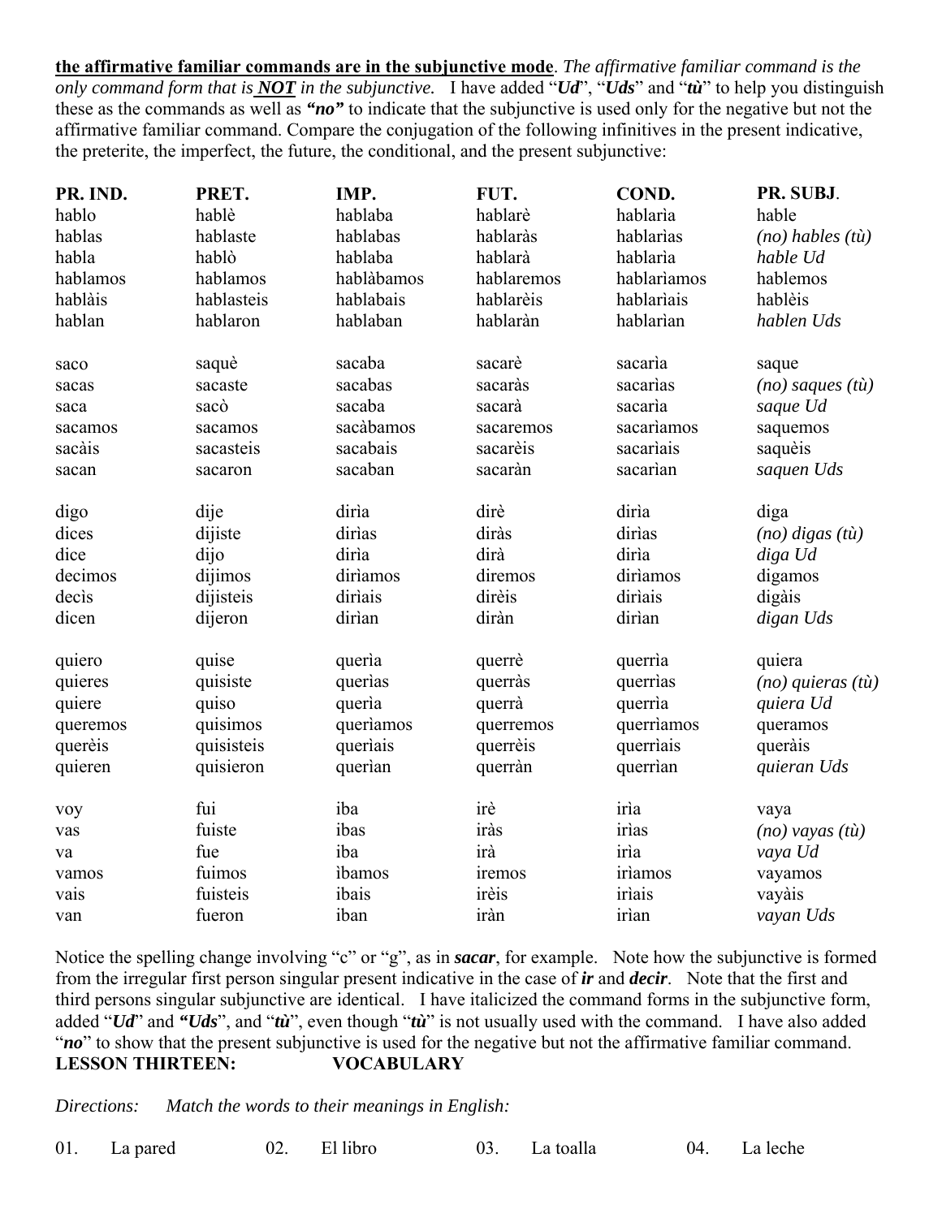**the affirmative familiar commands are in the subjunctive mode**. *The affirmative familiar command is the only command form that is **NOT** in the subjunctive.* I have added "***Ud***", "***Uds***" and "***tù***" to help you distinguish these as the commands as well as ***"no"*** to indicate that the subjunctive is used only for the negative but not the affirmative familiar command. Compare the conjugation of the following infinitives in the present indicative, the preterite, the imperfect, the future, the conditional, and the present subjunctive:

| **PR. IND.** | **PRET.** | **IMP.** | **FUT.** | **COND.** | **PR. SUBJ**. |
|---|---|---|---|---|---|
| hablo | hablè | hablaba | hablarè | hablarìa | hable |
| hablas | hablaste | hablabas | hablaràs | hablarìas | *(no) hables (tù)* |
| habla | hablò | hablaba | hablarà | hablarìa | *hable Ud* |
| hablamos | hablamos | hablàbamos | hablaremos | hablarìamos | hablemos |
| hablàis | hablasteis | hablabais | hablarèis | hablarìais | hablèis |
| hablan | hablaron | hablaban | hablaràn | hablarìan | *hablen Uds* |
| | | | | | |
| saco | saquè | sacaba | sacarè | sacarìa | saque |
| sacas | sacaste | sacabas | sacaràs | sacarìas | *(no) saques (tù)* |
| saca | sacò | sacaba | sacarà | sacarìa | *saque Ud* |
| sacamos | sacamos | sacàbamos | sacaremos | sacarìamos | saquemos |
| sacàis | sacasteis | sacabais | sacarèis | sacarìais | saquèis |
| sacan | sacaron | sacaban | sacaràn | sacarìan | *saquen Uds* |
| | | | | | |
| digo | dije | dirìa | dirè | dirìa | diga |
| dices | dijiste | dirìas | diràs | dirìas | *(no) digas (tù)* |
| dice | dijo | dirìa | dirà | dirìa | *diga Ud* |
| decimos | dijimos | dirìamos | diremos | dirìamos | digamos |
| decìs | dijisteis | dirìais | dirèis | dirìais | digàis |
| dicen | dijeron | dirìan | diràn | dirìan | *digan Uds* |
| | | | | | |
| quiero | quise | querìa | querrè | querrìa | quiera |
| quieres | quisiste | querìas | querràs | querrìas | *(no) quieras (tù)* |
| quiere | quiso | querìa | querrà | querrìa | *quiera Ud* |
| queremos | quisimos | querìamos | querremos | querrìamos | queramos |
| querèis | quisisteis | querìais | querrèis | querrìais | queràis |
| quieren | quisieron | querìan | querràn | querrìan | *quieran Uds* |
| | | | | | |
| voy | fui | iba | irè | irìa | vaya |
| vas | fuiste | ibas | iràs | irìas | *(no) vayas (tù)* |
| va | fue | iba | irà | irìa | *vaya Ud* |
| vamos | fuimos | ìbamos | iremos | irìamos | vayamos |
| vais | fuisteis | ibais | irèis | irìais | vayàis |
| van | fueron | iban | iràn | irìan | *vayan Uds* |

Notice the spelling change involving "c" or "g", as in ***sacar***, for example. Note how the subjunctive is formed from the irregular first person singular present indicative in the case of ***ir*** and ***decir***. Note that the first and third persons singular subjunctive are identical. I have italicized the command forms in the subjunctive form, added "***Ud***" and ***"Uds"***, and "***tù***", even though "***tù***" is not usually used with the command. I have also added "***no***" to show that the present subjunctive is used for the negative but not the affirmative familiar command.

## LESSON THIRTEEN: VOCABULARY

*Directions: Match the words to their meanings in English:*

01. La pared 02. El libro 03. La toalla 04. La leche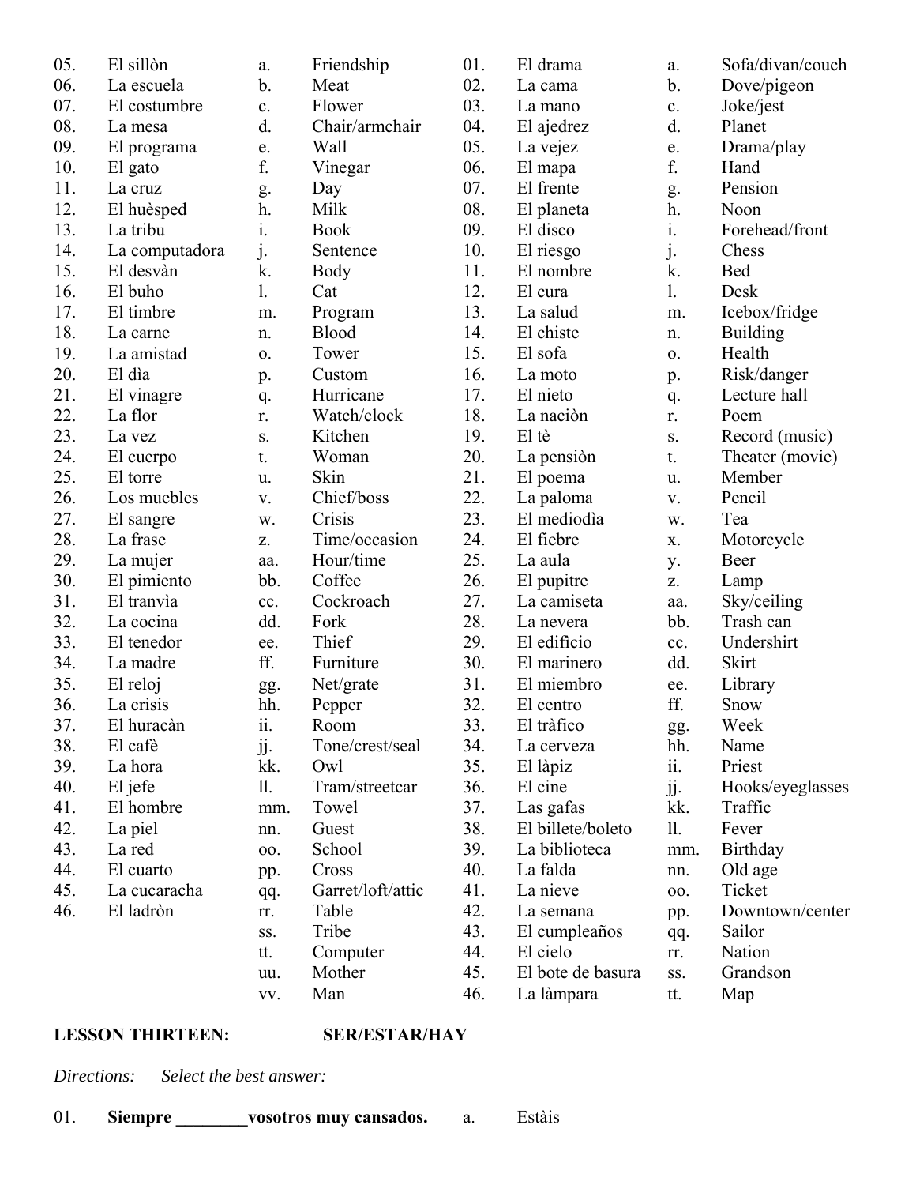| | | | | | | | |
|---|---|---|---|---|---|---|---|
| 05. | El sillòn | a. | Friendship | 01. | El drama | a. | Sofa/divan/couch |
| 06. | La escuela | b. | Meat | 02. | La cama | b. | Dove/pigeon |
| 07. | El costumbre | c. | Flower | 03. | La mano | c. | Joke/jest |
| 08. | La mesa | d. | Chair/armchair | 04. | El ajedrez | d. | Planet |
| 09. | El programa | e. | Wall | 05. | La vejez | e. | Drama/play |
| 10. | El gato | f. | Vinegar | 06. | El mapa | f. | Hand |
| 11. | La cruz | g. | Day | 07. | El frente | g. | Pension |
| 12. | El huèsped | h. | Milk | 08. | El planeta | h. | Noon |
| 13. | La tribu | i. | Book | 09. | El disco | i. | Forehead/front |
| 14. | La computadora | j. | Sentence | 10. | El riesgo | j. | Chess |
| 15. | El desvàn | k. | Body | 11. | El nombre | k. | Bed |
| 16. | El buho | l. | Cat | 12. | El cura | l. | Desk |
| 17. | El timbre | m. | Program | 13. | La salud | m. | Icebox/fridge |
| 18. | La carne | n. | Blood | 14. | El chiste | n. | Building |
| 19. | La amistad | o. | Tower | 15. | El sofa | o. | Health |
| 20. | El dìa | p. | Custom | 16. | La moto | p. | Risk/danger |
| 21. | El vinagre | q. | Hurricane | 17. | El nieto | q. | Lecture hall |
| 22. | La flor | r. | Watch/clock | 18. | La naciòn | r. | Poem |
| 23. | La vez | s. | Kitchen | 19. | El tè | s. | Record (music) |
| 24. | El cuerpo | t. | Woman | 20. | La pensiòn | t. | Theater (movie) |
| 25. | El torre | u. | Skin | 21. | El poema | u. | Member |
| 26. | Los muebles | v. | Chief/boss | 22. | La paloma | v. | Pencil |
| 27. | El sangre | w. | Crisis | 23. | El mediodìa | w. | Tea |
| 28. | La frase | z. | Time/occasion | 24. | El fiebre | x. | Motorcycle |
| 29. | La mujer | aa. | Hour/time | 25. | La aula | y. | Beer |
| 30. | El pimiento | bb. | Coffee | 26. | El pupitre | z. | Lamp |
| 31. | El tranvìa | cc. | Cockroach | 27. | La camiseta | aa. | Sky/ceiling |
| 32. | La cocina | dd. | Fork | 28. | La nevera | bb. | Trash can |
| 33. | El tenedor | ee. | Thief | 29. | El edificio | cc. | Undershirt |
| 34. | La madre | ff. | Furniture | 30. | El marinero | dd. | Skirt |
| 35. | El reloj | gg. | Net/grate | 31. | El miembro | ee. | Library |
| 36. | La crisis | hh. | Pepper | 32. | El centro | ff. | Snow |
| 37. | El huracàn | ii. | Room | 33. | El tràfico | gg. | Week |
| 38. | El cafè | jj. | Tone/crest/seal | 34. | La cerveza | hh. | Name |
| 39. | La hora | kk. | Owl | 35. | El làpiz | ii. | Priest |
| 40. | El jefe | ll. | Tram/streetcar | 36. | El cine | jj. | Hooks/eyeglasses |
| 41. | El hombre | mm. | Towel | 37. | Las gafas | kk. | Traffic |
| 42. | La piel | nn. | Guest | 38. | El billete/boleto | ll. | Fever |
| 43. | La red | oo. | School | 39. | La biblioteca | mm. | Birthday |
| 44. | El cuarto | pp. | Cross | 40. | La falda | nn. | Old age |
| 45. | La cucaracha | qq. | Garret/loft/attic | 41. | La nieve | oo. | Ticket |
| 46. | El ladròn | rr. | Table | 42. | La semana | pp. | Downtown/center |
| | | ss. | Tribe | 43. | El cumpleaños | qq. | Sailor |
| | | tt. | Computer | 44. | El cielo | rr. | Nation |
| | | uu. | Mother | 45. | El bote de basura | ss. | Grandson |
| | | vv. | Man | 46. | La làmpara | tt. | Map |

**LESSON THIRTEEN: SER/ESTAR/HAY**

*Directions: Select the best answer:*

01. **Siempre ________vosotros muy cansados.** a. Estàis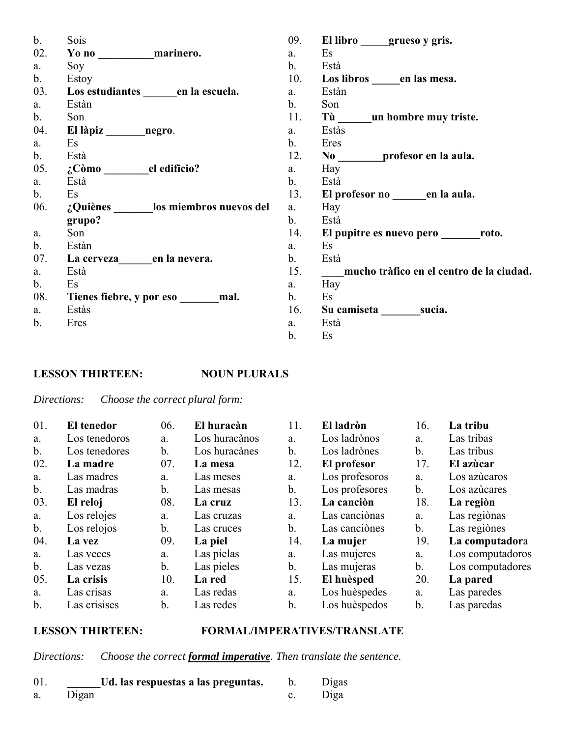b. Sois

02. **Yo no __________marinero.**

a. Soy

b. Estoy

03. **Los estudiantes ______en la escuela.**

a. Estàn

b. Son

04. **El làpiz _______negro**.

a. Es

b. Està

05. **¿Còmo ________el edificio?**

a. Està

b. Es

06. **¿Quiènes _______los miembros nuevos del grupo?**

a. Son

b. Estàn

07. **La cerveza______en la nevera.**

a. Està

b. Es

08. **Tienes fiebre, y por eso _______mal.**

a. Estàs

b. Eres

09. **El libro _____grueso y gris.**

a. Es

b. Està

10. **Los libros _____en las mesa.**

a. Estàn

b. Son

11. **Tù ______un hombre muy triste.**

a. Estàs

b. Eres

12. **No ________profesor en la aula.**

a. Hay

b. Està

13. **El profesor no ______en la aula.**

a. Hay

b. Està

14. **El pupitre es nuevo pero _______roto.**

a. Es

b. Està

15. **____mucho tràfico en el centro de la ciudad.**

a. Hay

b. Es

16. **Su camiseta _______sucia.**

a. Està

b. Es

## LESSON THIRTEEN: NOUN PLURALS

*Directions: Choose the correct plural form:*

01. **El tenedor**

a. Los tenedoros

b. Los tenedores

02. **La madre**

a. Las madres

b. Las madras

03. **El reloj**

a. Los relojes

b. Los relojos

04. **La vez**

a. Las veces

b. Las vezas

05. **La crisis**

a. Las crisas

b. Las crisises

06. **El huracàn**

a. Los huracànos

b. Los huracànes

07. **La mesa**

a. Las meses

b. Las mesas

08. **La cruz**

a. Las cruzas

b. Las cruces

09. **La piel**

a. Las pielas

b. Las pieles

10. **La red**

a. Las redas

b. Las redes

11. **El ladròn**

a. Los ladrònos

b. Los ladrònes

12. **El profesor**

a. Los profesoros

b. Los profesores

13. **La canciòn**

a. Las canciònas

b. Las canciònes

14. **La mujer**

a. Las mujeres

b. Las mujeras

15. **El huèsped**

a. Los huèspedes

b. Los huèspedos

16. **La tribu**

a. Las tribas

b. Las tribus

17. **El azùcar**

a. Los azùcaros

b. Los azùcares

18. **La regiòn**

a. Las regiònas

b. Las regiònes

19. **La computador**a

a. Los computadoros

b. Los computadores

20. **La pared**

a. Las paredes

b. Las paredas

## LESSON THIRTEEN: FORMAL/IMPERATIVES/TRANSLATE

*Directions: Choose the correct **formal imperative**. Then translate the sentence.*

01. **______Ud. las respuestas a las preguntas.**

a. Digan

b. Digas

c. Diga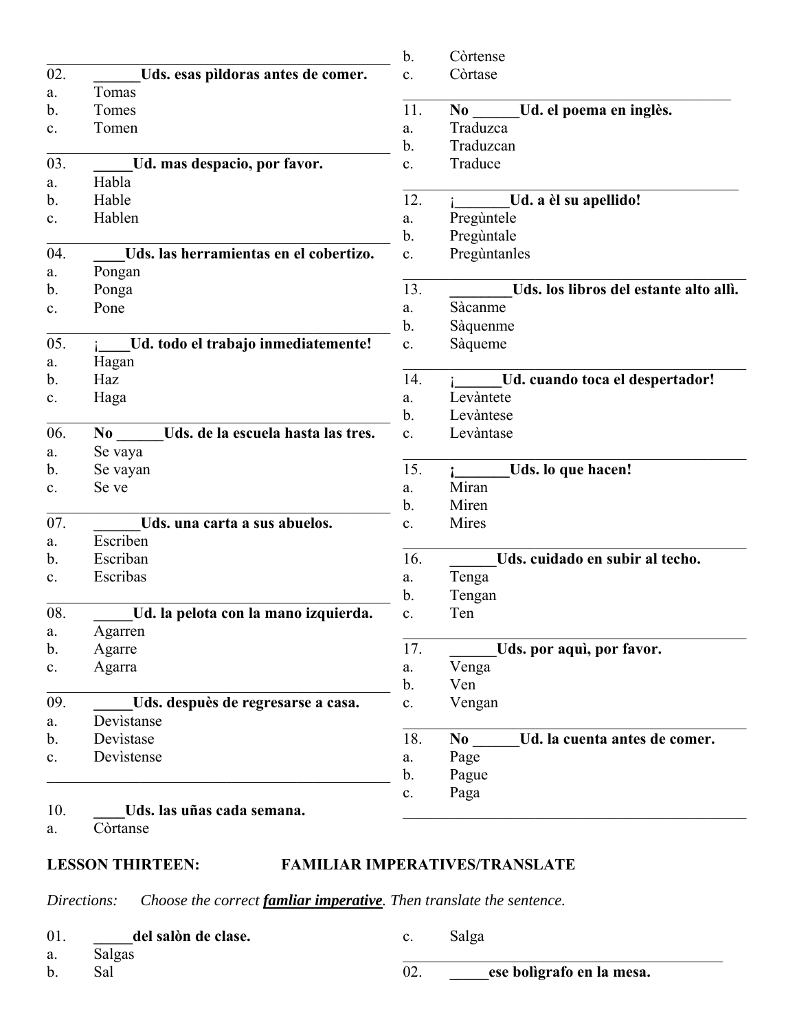02. **______Uds. esas pìldoras antes de comer.**
a. Tomas
b. Tomes
c. Tomen

03. **_____Ud. mas despacio, por favor.**
a. Habla
b. Hable
c. Hablen

04. **____Uds. las herramientas en el cobertizo.**
a. Pongan
b. Ponga
c. Pone

05. **¡____Ud. todo el trabajo inmediatemente!**
a. Hagan
b. Haz
c. Haga

06. **No ______Uds. de la escuela hasta las tres.**
a. Se vaya
b. Se vayan
c. Se ve

07. **______Uds. una carta a sus abuelos.**
a. Escriben
b. Escriban
c. Escribas

08. **_____Ud. la pelota con la mano izquierda.**
a. Agarren
b. Agarre
c. Agarra

09. **_____Uds. despuès de regresarse a casa.**
a. Devìstanse
b. Devìstase
c. Devìstense

10. **____Uds. las uñas cada semana.**
a. Còrtanse
b. Còrtense
c. Còrtase

11. **No ______Ud. el poema en inglès.**
a. Traduzca
b. Traduzcan
c. Traduce

12. **¡_______Ud. a èl su apellido!**
a. Pregùntele
b. Pregùntale
c. Pregùntanles

13. **________Uds. los libros del estante alto allì.**
a. Sàcanme
b. Sàquenme
c. Sàqueme

14. **¡______Ud. cuando toca el despertador!**
a. Levàntete
b. Levàntese
c. Levàntase

15. **¡_______Uds. lo que hacen!**
a. Miran
b. Miren
c. Mires

16. **______Uds. cuidado en subir al techo.**
a. Tenga
b. Tengan
c. Ten

17. **______Uds. por aquì, por favor.**
a. Venga
b. Ven
c. Vengan

18. **No ______Ud. la cuenta antes de comer.**
a. Page
b. Pague
c. Paga

## LESSON THIRTEEN: FAMILIAR IMPERATIVES/TRANSLATE

*Directions: Choose the correct **famliar imperative**. Then translate the sentence.*

01. **_____del salòn de clase.**
a. Salgas
b. Sal
c. Salga

02. **_____ese bolìgrafo en la mesa.**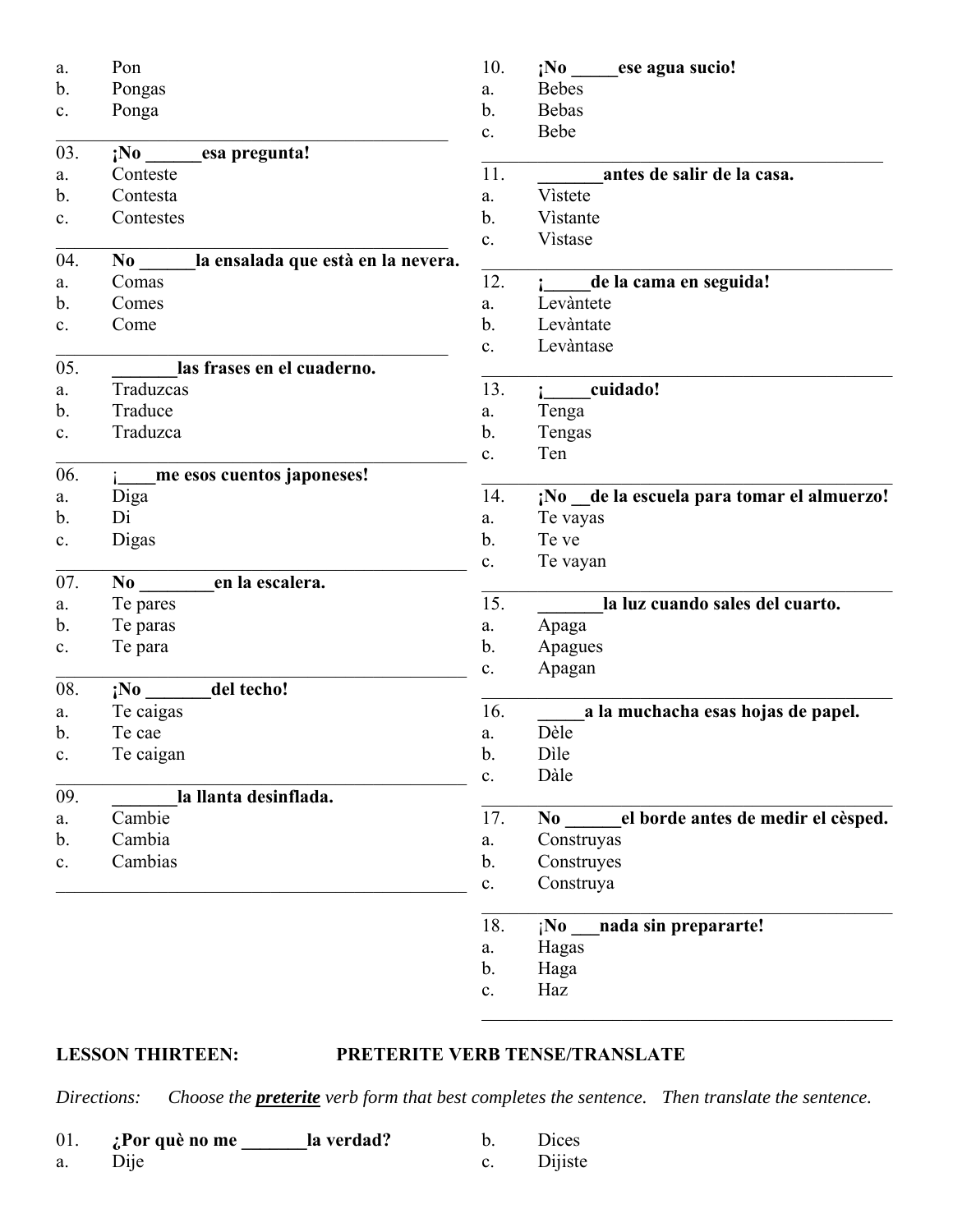a. Pon
b. Pongas
c. Ponga

---

03. **¡No ______esa pregunta!**
a. Conteste
b. Contesta
c. Contestes

---

04. **No ______la ensalada que està en la nevera.**
a. Comas
b. Comes
c. Come

---

05. **_______las frases en el cuaderno.**
a. Traduzcas
b. Traduce
c. Traduzca

---

06. **¡____me esos cuentos japoneses!**
a. Diga
b. Di
c. Digas

---

07. **No ________en la escalera.**
a. Te pares
b. Te paras
c. Te para

---

08. **¡No _______del techo!**
a. Te caigas
b. Te cae
c. Te caigan

---

09. **_______la llanta desinflada.**
a. Cambie
b. Cambia
c. Cambias

---

10. **¡No _____ese agua sucio!**
a. Bebes
b. Bebas
c. Bebe

---

11. **_______antes de salir de la casa.**
a. Vìstete
b. Vìstante
c. Vìstase

---

12. **¡_____de la cama en seguida!**
a. Levàntete
b. Levàntate
c. Levàntase

---

13. **¡_____cuidado!**
a. Tenga
b. Tengas
c. Ten

---

14. **¡No __de la escuela para tomar el almuerzo!**
a. Te vayas
b. Te ve
c. Te vayan

---

15. **_______la luz cuando sales del cuarto.**
a. Apaga
b. Apagues
c. Apagan

---

16. **_____a la muchacha esas hojas de papel.**
a. Dèle
b. Dìle
c. Dàle

---

17. **No ______el borde antes de medir el cèsped.**
a. Construyas
b. Construyes
c. Construya

---

18. **¡No ___nada sin prepararte!**
a. Hagas
b. Haga
c. Haz

---

## LESSON THIRTEEN: PRETERITE VERB TENSE/TRANSLATE

*Directions: Choose the **preterite** verb form that best completes the sentence. Then translate the sentence.*

01. **¿Por què no me _______la verdad?**
a. Dije
b. Dices
c. Dijiste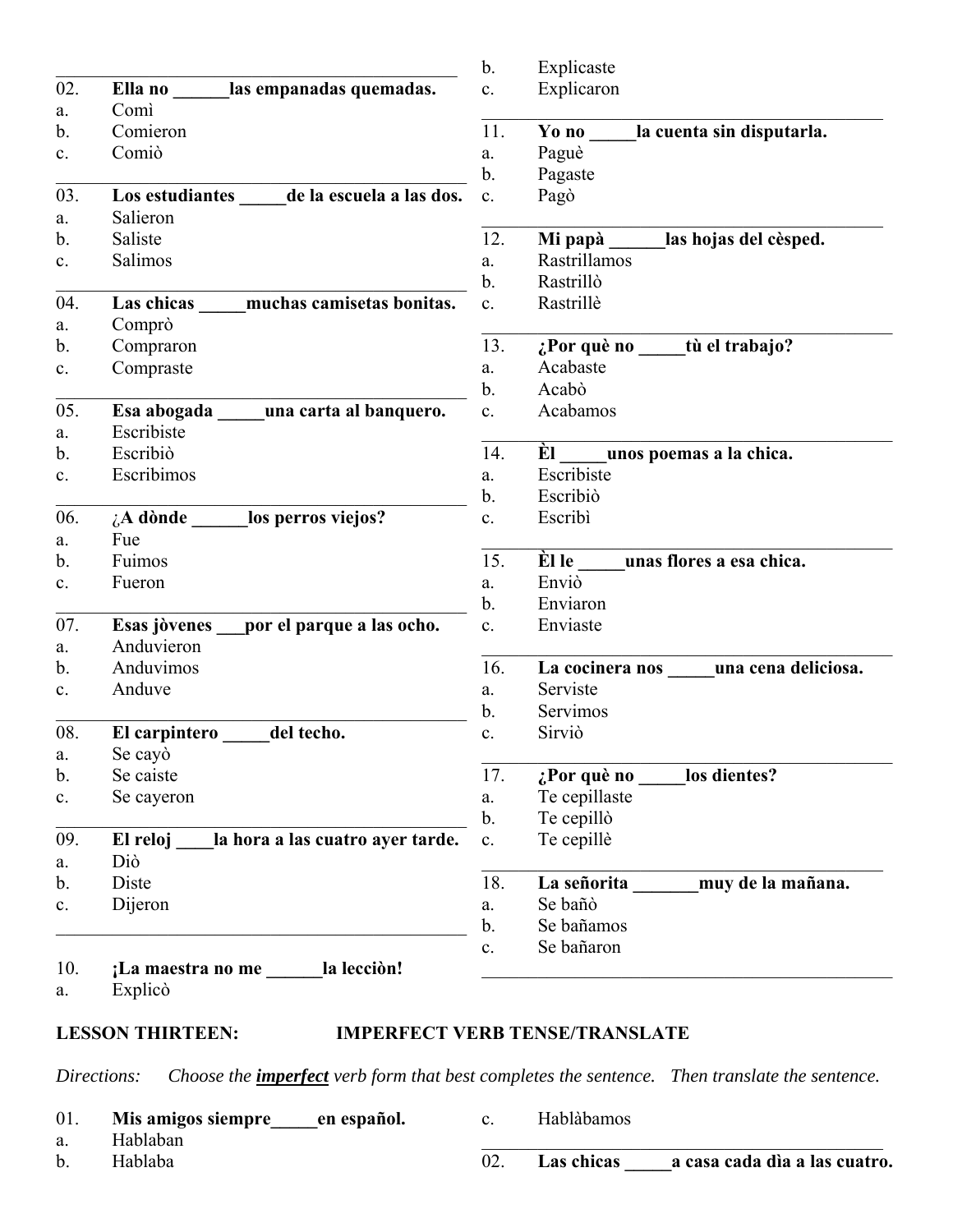02. **Ella no ______las empanadas quemadas.**
a. Comì
b. Comieron
c. Comiò

03. **Los estudiantes _____de la escuela a las dos.**
a. Salieron
b. Saliste
c. Salimos

04. **Las chicas _____muchas camisetas bonitas.**
a. Comprò
b. Compraron
c. Compraste

05. **Esa abogada _____una carta al banquero.**
a. Escribiste
b. Escribiò
c. Escribimos

06. **¿A dònde ______los perros viejos?**
a. Fue
b. Fuimos
c. Fueron

07. **Esas jòvenes ___por el parque a las ocho.**
a. Anduvieron
b. Anduvimos
c. Anduve

08. **El carpintero _____del techo.**
a. Se cayò
b. Se caiste
c. Se cayeron

09. **El reloj ____la hora a las cuatro ayer tarde.**
a. Diò
b. Diste
c. Dijeron

10. **¡La maestra no me ______la lecciòn!**
a. Explicò
b. Explicaste
c. Explicaron

11. **Yo no _____la cuenta sin disputarla.**
a. Paguè
b. Pagaste
c. Pagò

12. **Mi papà ______las hojas del cèsped.**
a. Rastrillamos
b. Rastrillò
c. Rastrillè

13. **¿Por què no _____tù el trabajo?**
a. Acabaste
b. Acabò
c. Acabamos

14. **Èl _____unos poemas a la chica.**
a. Escribiste
b. Escribiò
c. Escribì

15. **Èl le _____unas flores a esa chica.**
a. Enviò
b. Enviaron
c. Enviaste

16. **La cocinera nos _____una cena deliciosa.**
a. Serviste
b. Servimos
c. Sirviò

17. **¿Por què no _____los dientes?**
a. Te cepillaste
b. Te cepillò
c. Te cepillè

18. **La señorita _______muy de la mañana.**
a. Se bañò
b. Se bañamos
c. Se bañaron

**LESSON THIRTEEN: IMPERFECT VERB TENSE/TRANSLATE**

*Directions: Choose the* ***imperfect*** *verb form that best completes the sentence. Then translate the sentence.*

01. **Mis amigos siempre_____en español.**
a. Hablaban
b. Hablaba
c. Hablàbamos

02. **Las chicas _____a casa cada dìa a las cuatro.**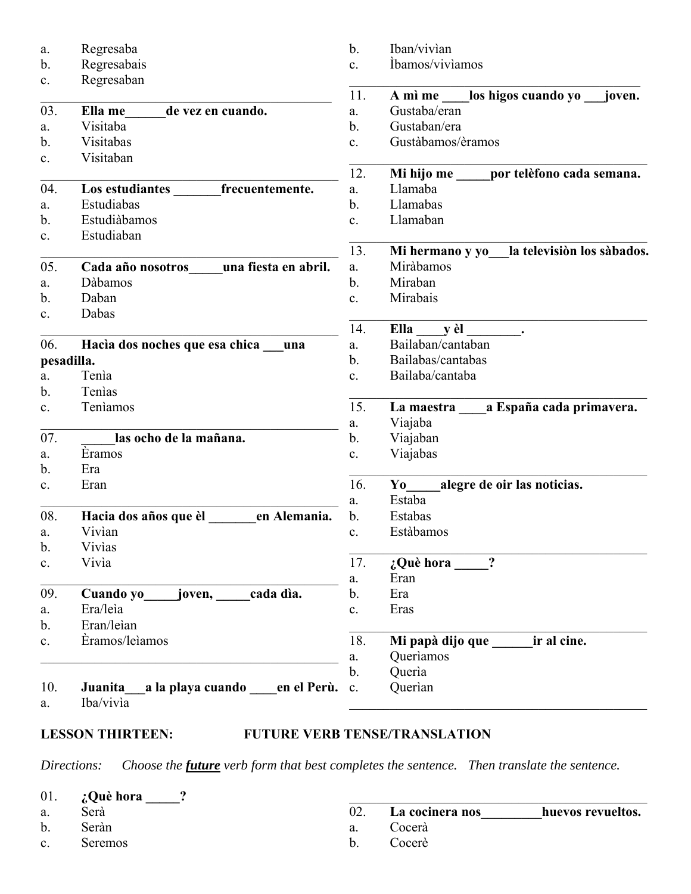a. Regresaba
b. Regresabais
c. Regresaban

---

03. **Ella me______de vez en cuando.**
a. Visitaba
b. Visitabas
c. Visitaban

---

04. **Los estudiantes _______frecuentemente.**
a. Estudiabas
b. Estudiàbamos
c. Estudiaban

---

05. **Cada año nosotros_____una fiesta en abril.**
a. Dàbamos
b. Daban
c. Dabas

---

06. **Hacìa dos noches que esa chica ___una pesadilla.**
a. Tenìa
b. Tenìas
c. Tenìamos

---

07. **_____las ocho de la mañana.**
a. Èramos
b. Era
c. Eran

---

08. **Hacia dos años que èl _______en Alemania.**
a. Vivìan
b. Vivìas
c. Vivìa

---

09. **Cuando yo_____joven, _____cada dìa.**
a. Era/leìa
b. Eran/leìan
c. Èramos/leìamos

---

10. **Juanita___a la playa cuando ____en el Perù.**
a. Iba/vivìa
b. Iban/vivìan
c. Ìbamos/vivìamos

---

11. **A mì me ____los higos cuando yo ___joven.**
a. Gustaba/eran
b. Gustaban/era
c. Gustàbamos/èramos

---

12. **Mi hijo me _____por telèfono cada semana.**
a. Llamaba
b. Llamabas
c. Llamaban

---

13. **Mi hermano y yo___la televisiòn los sàbados.**
a. Miràbamos
b. Miraban
c. Mirabais

---

14. **Ella ____y èl ________.**
a. Bailaban/cantaban
b. Bailabas/cantabas
c. Bailaba/cantaba

---

15. **La maestra ____a España cada primavera.**
a. Viajaba
b. Viajaban
c. Viajabas

---

16. **Yo_____alegre de oir las noticias.**
a. Estaba
b. Estabas
c. Estàbamos

---

17. **¿Què hora _____?**
a. Eran
b. Era
c. Eras

---

18. **Mi papà dijo que ______ir al cine.**
a. Querìamos
b. Querìa
c. Querìan

---

**LESSON THIRTEEN: FUTURE VERB TENSE/TRANSLATION**

*Directions: Choose the **future** verb form that best completes the sentence. Then translate the sentence.*

01. **¿Què hora _____?**
a. Serà
b. Seràn
c. Seremos

---

02. **La cocinera nos_________huevos revueltos.**
a. Cocerà
b. Cocerè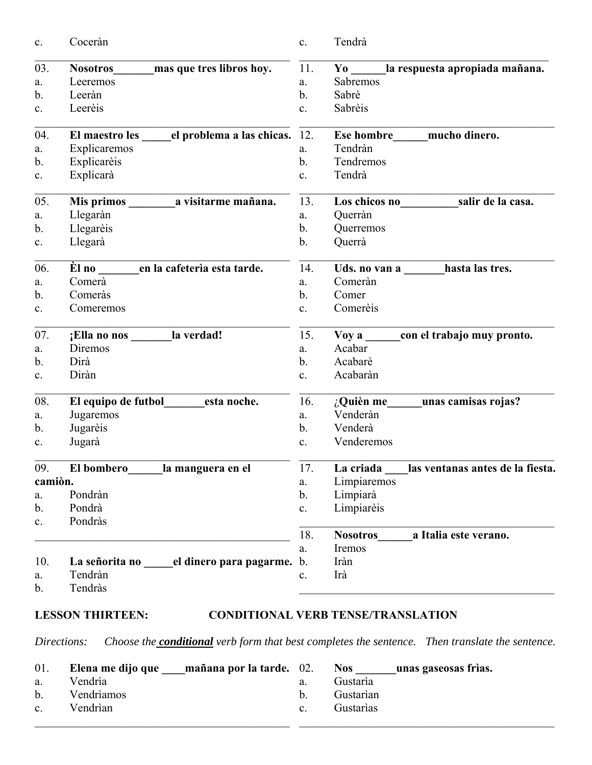c. Coceràn

---

**03. Nosotros_______mas que tres libros hoy.**
a. Leeremos
b. Leeràn
c. Leerèis

---

**04. El maestro les _____el problema a las chicas.**
a. Explicaremos
b. Explicarèis
c. Explicarà

---

**05. Mis primos ________a visitarme mañana.**
a. Llegaràn
b. Llegarèis
c. Llegarà

---

**06. Èl no _______en la cafeterìa esta tarde.**
a. Comerà
b. Comeràs
c. Comeremos

---

**07. ¡Ella no nos _______la verdad!**
a. Diremos
b. Dirà
c. Diràn

---

**08. El equipo de futbol_______esta noche.**
a. Jugaremos
b. Jugarèis
c. Jugarà

---

**09. El bombero______la manguera en el camiòn.**
a. Pondràn
b. Pondrà
c. Pondràs

---

**10. La señorita no _____el dinero para pagarme.**
a. Tendràn
b. Tendràs
c. Tendrà

---

**11. Yo ______la respuesta apropiada mañana.**
a. Sabremos
b. Sabrè
c. Sabrèis

---

**12. Ese hombre______mucho dinero.**
a. Tendràn
b. Tendremos
c. Tendrà

---

**13. Los chicos no__________salir de la casa.**
a. Querràn
b. Querremos
b. Querrà

---

**14. Uds. no van a _______hasta las tres.**
a. Comeràn
b. Comer
c. Comerèis

---

**15. Voy a ______con el trabajo muy pronto.**
a. Acabar
b. Acabarè
c. Acabaràn

---

**16. ¿Quièn me______unas camisas rojas?**
a. Venderàn
b. Venderà
c. Venderemos

---

**17. La criada ____las ventanas antes de la fiesta.**
a. Limpiaremos
b. Limpiarà
c. Limpiarèis

---

**18. Nosotros______a Italia este verano.**
a. Iremos
b. Iràn
c. Irà

---

**LESSON THIRTEEN: CONDITIONAL VERB TENSE/TRANSLATION**

*Directions: Choose the* ***conditional*** *verb form that best completes the sentence. Then translate the sentence.*

**01. Elena me dijo que ____mañana por la tarde.**
a. Vendrìa
b. Vendrìamos
c. Vendrìan

---

**02. Nos _______unas gaseosas frìas.**
a. Gustarìa
b. Gustarìan
c. Gustarìas

---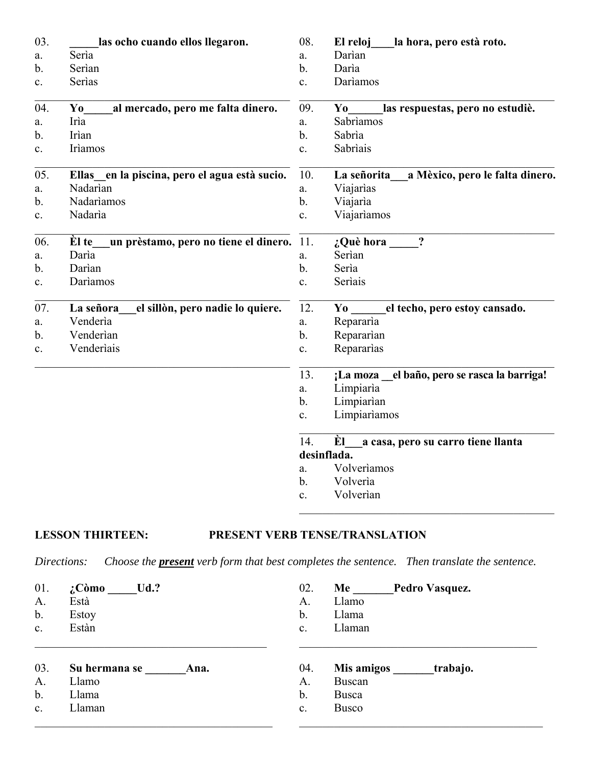03. _____las ocho cuando ellos llegaron.
a. Serìa
b. Serìan
c. Serìas

04. Yo_____al mercado, pero me falta dinero.
a. Irìa
b. Irìan
c. Irìamos

05. Ellas__en la piscina, pero el agua està sucio.
a. Nadarìan
b. Nadarìamos
c. Nadarìa

06. Èl te___un prèstamo, pero no tiene el dinero.
a. Darìa
b. Darìan
c. Darìamos

07. La señora___el sillòn, pero nadie lo quiere.
a. Venderìa
b. Venderìan
c. Venderìais

08. El reloj____la hora, pero està roto.
a. Darìan
b. Darìa
c. Darìamos

09. Yo______las respuestas, pero no estudiè.
a. Sabrìamos
b. Sabrìa
c. Sabrìais

10. La señorita___a Mèxico, pero le falta dinero.
a. Viajarìas
b. Viajarìa
c. Viajarìamos

11. ¿Què hora _____?
a. Serìan
b. Serìa
c. Serìais

12. Yo ______el techo, pero estoy cansado.
a. Repararìa
b. Repararìan
c. Repararìas

13. ¡La moza __el baño, pero se rasca la barriga!
a. Limpiarìa
b. Limpiarìan
c. Limpiarìamos

14. Èl___a casa, pero su carro tiene llanta desinflada.
a. Volverìamos
b. Volverìa
c. Volverìan

**LESSON THIRTEEN: PRESENT VERB TENSE/TRANSLATION**

*Directions: Choose the **present** verb form that best completes the sentence. Then translate the sentence.*

01. ¿Còmo _____Ud.?
A. Està
b. Estoy
c. Estàn

_____________________________________________

02. Me _______Pedro Vasquez.
A. Llamo
b. Llama
c. Llaman

_____________________________________________

03. Su hermana se _______Ana.
A. Llamo
b. Llama
c. Llaman

_____________________________________________

04. Mis amigos _______trabajo.
A. Buscan
b. Busca
c. Busco

_____________________________________________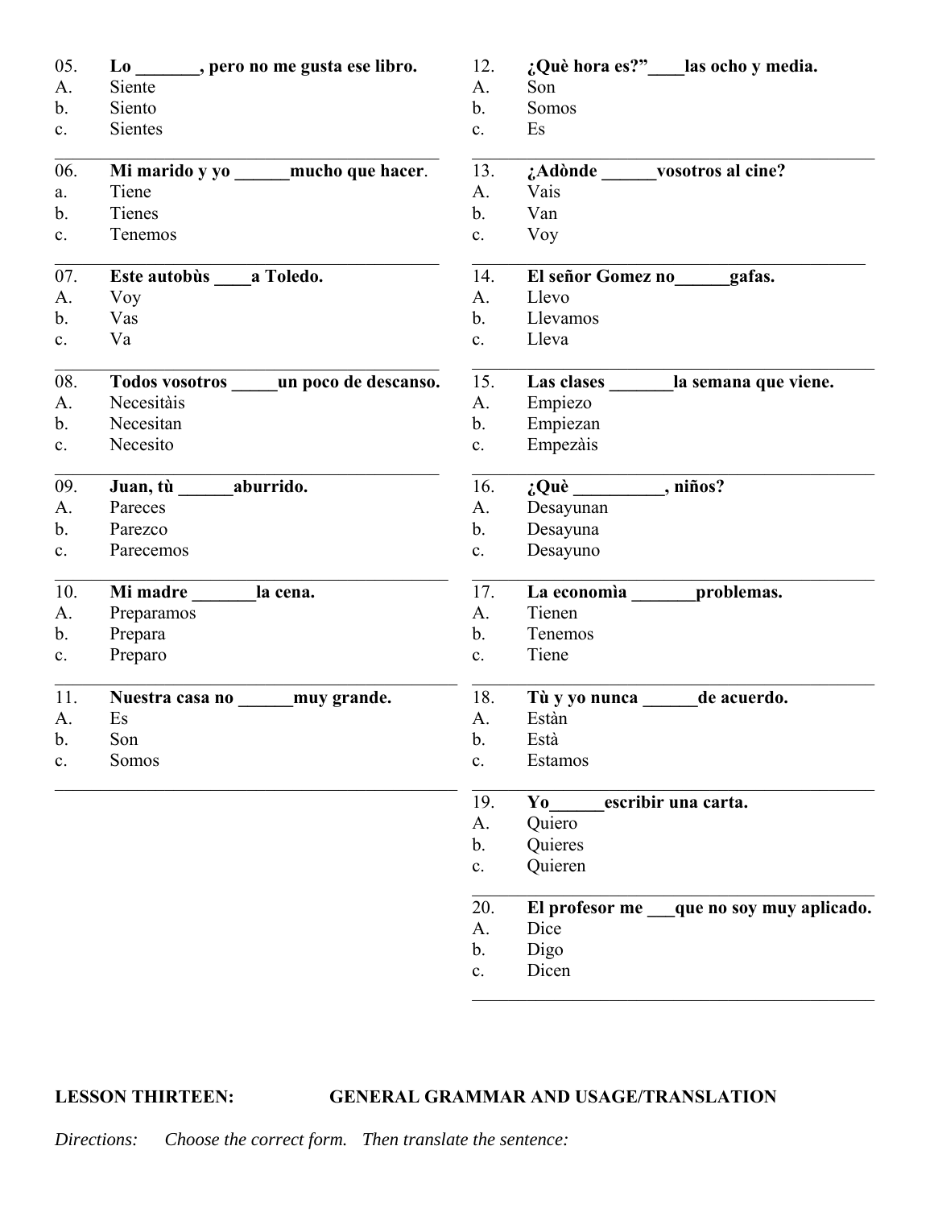05. **Lo _______, pero no me gusta ese libro.**
A. Siente
b. Siento
c. Sientes

06. **Mi marido y yo ______mucho que hacer**.
a. Tiene
b. Tienes
c. Tenemos

07. **Este autobùs ____a Toledo.**
A. Voy
b. Vas
c. Va

08. **Todos vosotros _____un poco de descanso.**
A. Necesitàis
b. Necesitan
c. Necesito

09. **Juan, tù ______aburrido.**
A. Pareces
b. Parezco
c. Parecemos

10. **Mi madre _______la cena.**
A. Preparamos
b. Prepara
c. Preparo

11. **Nuestra casa no ______muy grande.**
A. Es
b. Son
c. Somos

12. **¿Què hora es?"____las ocho y media.**
A. Son
b. Somos
c. Es

13. **¿Adònde ______vosotros al cine?**
A. Vais
b. Van
c. Voy

14. **El señor Gomez no______gafas.**
A. Llevo
b. Llevamos
c. Lleva

15. **Las clases _______la semana que viene.**
A. Empiezo
b. Empiezan
c. Empezàis

16. **¿Què __________, niños?**
A. Desayunan
b. Desayuna
c. Desayuno

17. **La economìa _______problemas.**
A. Tienen
b. Tenemos
c. Tiene

18. **Tù y yo nunca ______de acuerdo.**
A. Estàn
b. Està
c. Estamos

19. **Yo______escribir una carta.**
A. Quiero
b. Quieres
c. Quieren

20. **El profesor me ___que no soy muy aplicado.**
A. Dice
b. Digo
c. Dicen

**LESSON THIRTEEN: GENERAL GRAMMAR AND USAGE/TRANSLATION**

*Directions: Choose the correct form. Then translate the sentence:*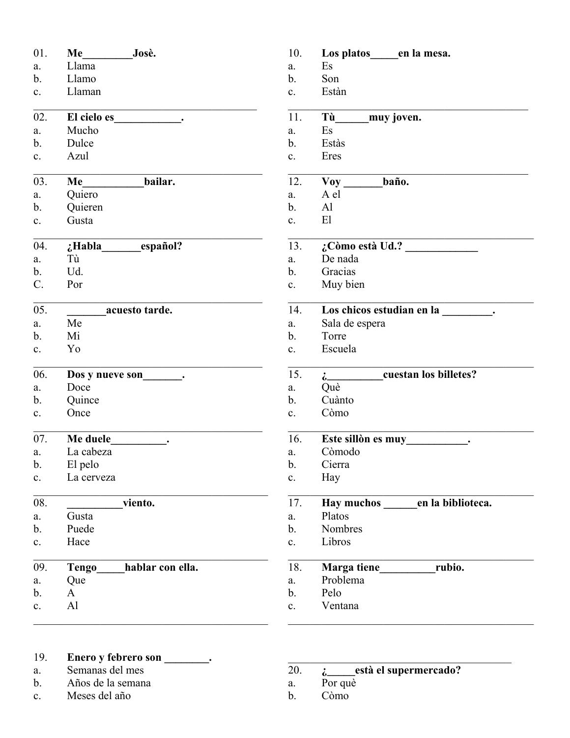01. **Me_________Josè.**
a. Llama
b. Llamo
c. Llaman

02. **El cielo es____________.**
a. Mucho
b. Dulce
c. Azul

03. **Me___________bailar.**
a. Quiero
b. Quieren
c. Gusta

04. **¿Habla_______español?**
a. Tù
b. Ud.
C. Por

05. **_______acuesto tarde.**
a. Me
b. Mi
c. Yo

06. **Dos y nueve son_______.**
a. Doce
b. Quince
c. Once

07. **Me duele__________.**
a. La cabeza
b. El pelo
c. La cerveza

08. **__________viento.**
a. Gusta
b. Puede
c. Hace

09. **Tengo_____hablar con ella.**
a. Que
b. A
c. Al

10. **Los platos_____en la mesa.**
a. Es
b. Son
c. Estàn

11. **Tù______muy joven.**
a. Es
b. Estàs
c. Eres

12. **Voy _______baño.**
a. A el
b. Al
c. El

13. **¿Còmo està Ud.? _____________**
a. De nada
b. Gracias
c. Muy bien

14. **Los chicos estudian en la _________.**
a. Sala de espera
b. Torre
c. Escuela

15. **¿__________cuestan los billetes?**
a. Què
b. Cuànto
c. Còmo

16. **Este sillòn es muy___________.**
a. Còmodo
b. Cierra
c. Hay

17. **Hay muchos ______en la biblioteca.**
a. Platos
b. Nombres
c. Libros

18. **Marga tiene__________rubio.**
a. Problema
b. Pelo
c. Ventana

19. **Enero y febrero son ________.**
a. Semanas del mes
b. Años de la semana
c. Meses del año

20. **¿_____està el supermercado?**
a. Por què
b. Còmo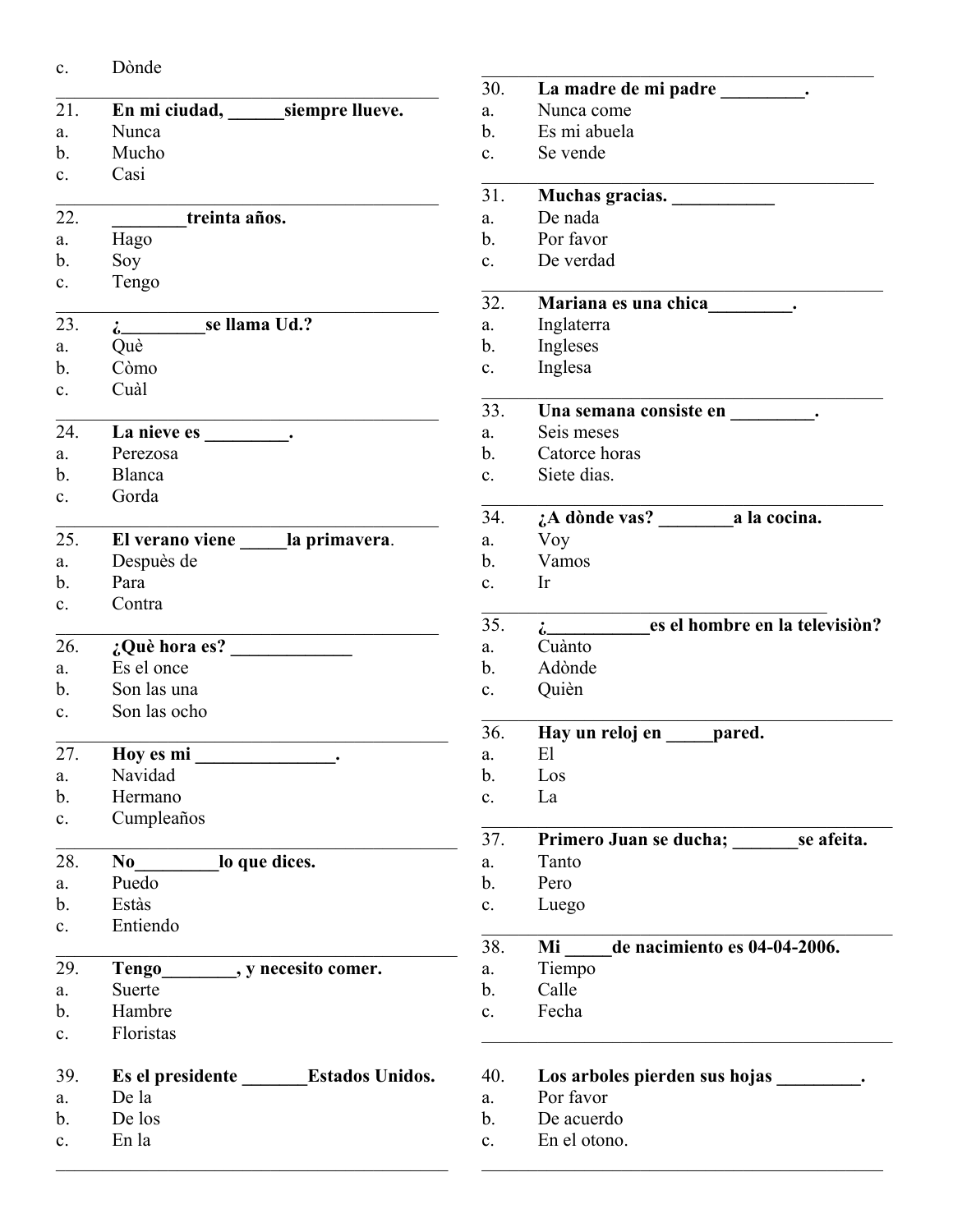c. Dònde

---

**21. En mi ciudad, ______siempre llueve.**

a. Nunca
b. Mucho
c. Casi

---

**22. ________treinta años.**

a. Hago
b. Soy
c. Tengo

---

**23. ¿_________se llama Ud.?**

a. Què
b. Còmo
c. Cuàl

---

**24. La nieve es _________.**

a. Perezosa
b. Blanca
c. Gorda

---

**25. El verano viene _____la primavera.**

a. Despuès de
b. Para
c. Contra

---

**26. ¿Què hora es? _____________**

a. Es el once
b. Son las una
c. Son las ocho

---

**27. Hoy es mi _______________.**

a. Navidad
b. Hermano
c. Cumpleaños

---

**28. No_________lo que dices.**

a. Puedo
b. Estàs
c. Entiendo

---

**29. Tengo________, y necesito comer.**

a. Suerte
b. Hambre
c. Floristas

---

**30. La madre de mi padre _________.**

a. Nunca come
b. Es mi abuela
c. Se vende

---

**31. Muchas gracias. ___________**

a. De nada
b. Por favor
c. De verdad

---

**32. Mariana es una chica_________.**

a. Inglaterra
b. Ingleses
c. Inglesa

---

**33. Una semana consiste en _________.**

a. Seis meses
b. Catorce horas
c. Siete dias.

---

**34. ¿A dònde vas? ________a la cocina.**

a. Voy
b. Vamos
c. Ir

---

**35. ¿___________es el hombre en la televisiòn?**

a. Cuànto
b. Adònde
c. Quièn

---

**36. Hay un reloj en _____pared.**

a. El
b. Los
c. La

---

**37. Primero Juan se ducha; _______se afeita.**

a. Tanto
b. Pero
c. Luego

---

**38. Mi _____de nacimiento es 04-04-2006.**

a. Tiempo
b. Calle
c. Fecha

---

**39. Es el presidente _______Estados Unidos.**

a. De la
b. De los
c. En la

---

**40. Los arboles pierden sus hojas _________.**

a. Por favor
b. De acuerdo
c. En el otono.

---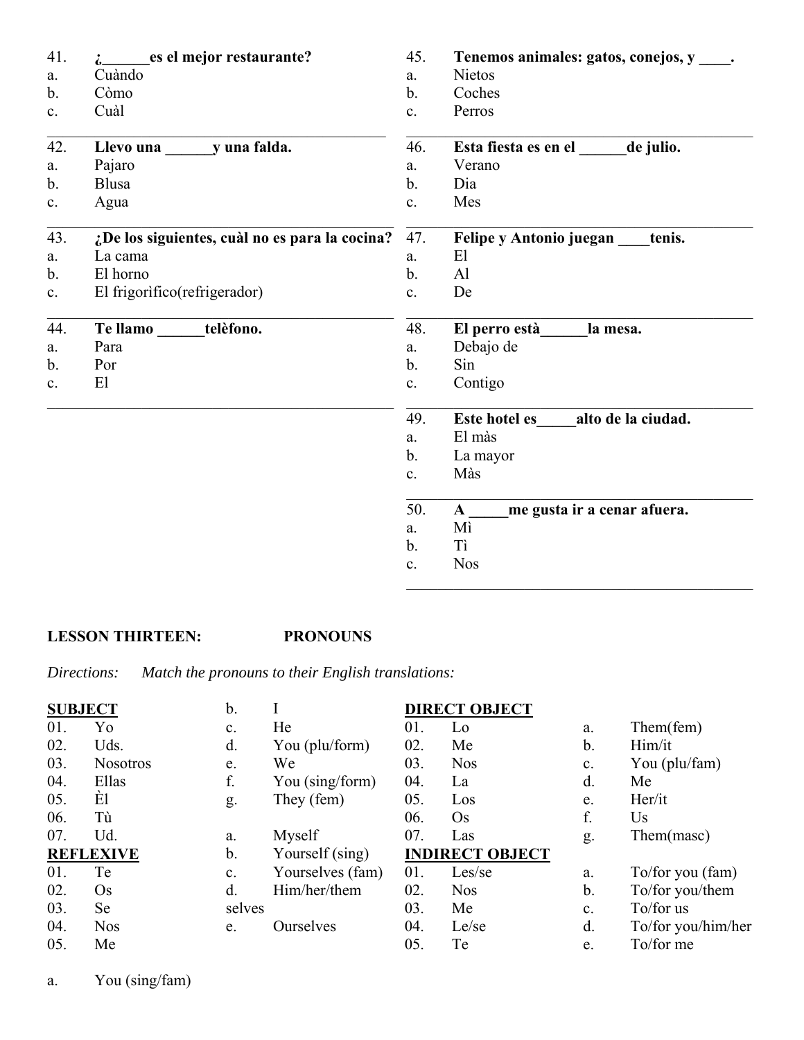41. **¿______es el mejor restaurante?**
a. Cuàndo
b. Còmo
c. Cuàl

42. **Llevo una ______y una falda.**
a. Pajaro
b. Blusa
c. Agua

43. **¿De los siguientes, cuàl no es para la cocina?**
a. La cama
b. El horno
c. El frigorìfico(refrigerador)

44. **Te llamo ______telèfono.**
a. Para
b. Por
c. El

45. **Tenemos animales: gatos, conejos, y ____.**
a. Nietos
b. Coches
c. Perros

46. **Esta fiesta es en el ______de julio.**
a. Verano
b. Dia
c. Mes

47. **Felipe y Antonio juegan ____tenis.**
a. El
b. Al
c. De

48. **El perro està______la mesa.**
a. Debajo de
b. Sin
c. Contigo

49. **Este hotel es_____alto de la ciudad.**
a. El màs
b. La mayor
c. Màs

50. **A _____me gusta ir a cenar afuera.**
a. Mì
b. Tì
c. Nos

**LESSON THIRTEEN: PRONOUNS**

*Directions: Match the pronouns to their English translations:*

**SUBJECT**

01. Yo
02. Uds.
03. Nosotros
04. Ellas
05. Èl
06. Tù
07. Ud.

a. You (sing/fam)
b. I
c. He
d. You (plu/form)
e. We
f. You (sing/form)
g. They (fem)

**REFLEXIVE**

01. Te
02. Os
03. Se
04. Nos
05. Me

a. Myself
b. Yourself (sing)
c. Yourselves (fam)
d. Him/her/them selves
e. Ourselves

**DIRECT OBJECT**

01. Lo
02. Me
03. Nos
04. La
05. Los
06. Os
07. Las

a. Them(fem)
b. Him/it
c. You (plu/fam)
d. Me
e. Her/it
f. Us
g. Them(masc)

**INDIRECT OBJECT**

01. Les/se
02. Nos
03. Me
04. Le/se
05. Te

a. To/for you (fam)
b. To/for you/them
c. To/for us
d. To/for you/him/her
e. To/for me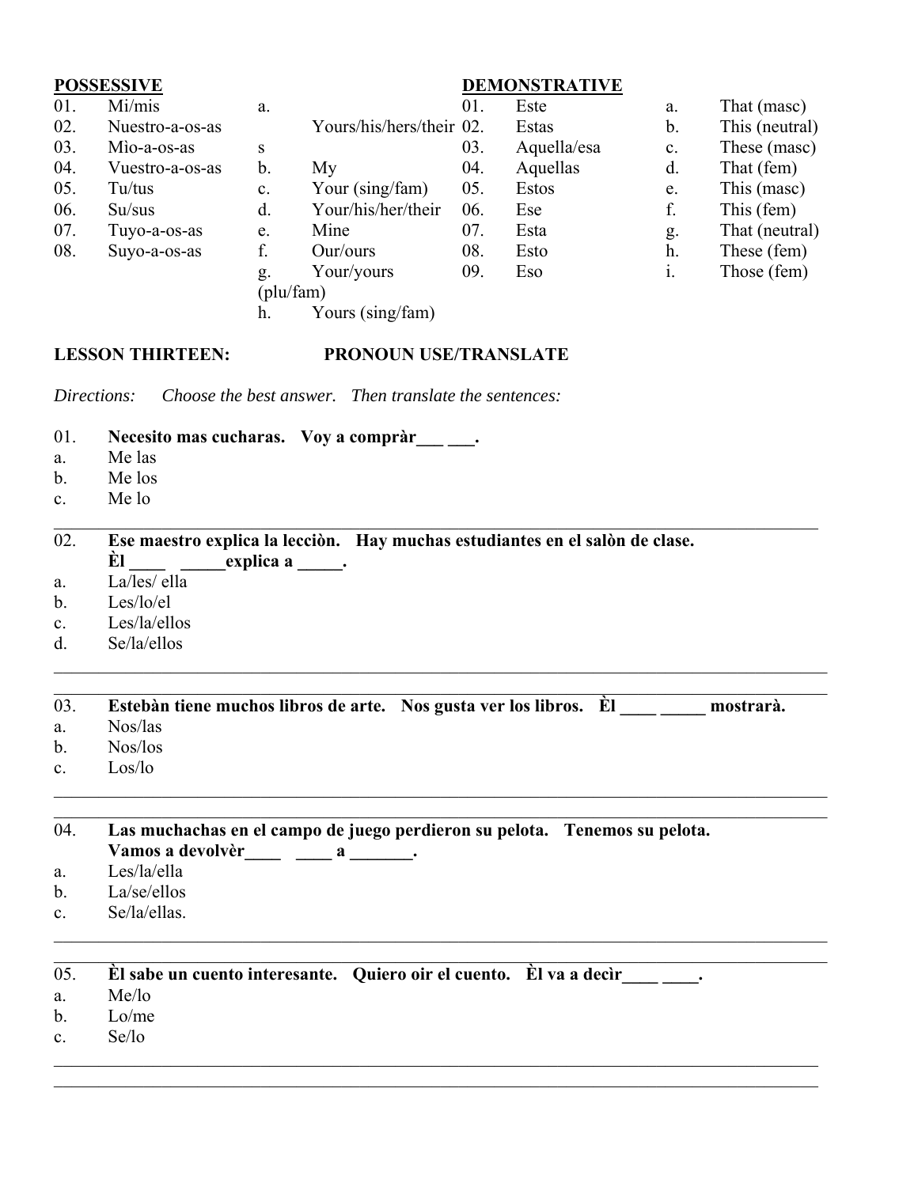**POSSESSIVE**

| | | | |
|---|---|---|---|
| 01. | Mi/mis | a. | Yours/his/hers/theirs |
| 02. | Nuestro-a-os-as | b. | My |
| 03. | Mìo-a-os-as | c. | Your (sing/fam) |
| 04. | Vuestro-a-os-as | d. | Your/his/her/their |
| 05. | Tu/tus | e. | Mine |
| 06. | Su/sus | f. | Our/ours |
| 07. | Tuyo-a-os-as | g. | Your/yours (plu/fam) |
| 08. | Suyo-a-os-as | h. | Yours (sing/fam) |

**DEMONSTRATIVE**

| | | | |
|---|---|---|---|
| 01. | Este | a. | That (masc) |
| 02. | Estas | b. | This (neutral) |
| 03. | Aquella/esa | c. | These (masc) |
| 04. | Aquellas | d. | That (fem) |
| 05. | Estos | e. | This (masc) |
| 06. | Ese | f. | This (fem) |
| 07. | Esta | g. | That (neutral) |
| 08. | Esto | h. | These (fem) |
| 09. | Eso | i. | Those (fem) |

**LESSON THIRTEEN: PRONOUN USE/TRANSLATE**

*Directions: Choose the best answer. Then translate the sentences:*

01. **Necesito mas cucharas. Voy a compràr___ ___.**
a. Me las
b. Me los
c. Me lo

______________________________________________________________________

02. **Ese maestro explica la lecciòn. Hay muchas estudiantes en el salòn de clase. Èl ____ _____explica a _____.**
a. La/les/ ella
b. Les/lo/el
c. Les/la/ellos
d. Se/la/ellos

______________________________________________________________________
______________________________________________________________________

03. **Estebàn tiene muchos libros de arte. Nos gusta ver los libros. Èl ____ _____ mostrarà.**
a. Nos/las
b. Nos/los
c. Los/lo

______________________________________________________________________
______________________________________________________________________

04. **Las muchachas en el campo de juego perdieron su pelota. Tenemos su pelota. Vamos a devolvèr____ ____ a _______.**
a. Les/la/ella
b. La/se/ellos
c. Se/la/ellas.

______________________________________________________________________
______________________________________________________________________

05. **Èl sabe un cuento interesante. Quiero oir el cuento. Èl va a decìr____ ____.**
a. Me/lo
b. Lo/me
c. Se/lo

______________________________________________________________________
______________________________________________________________________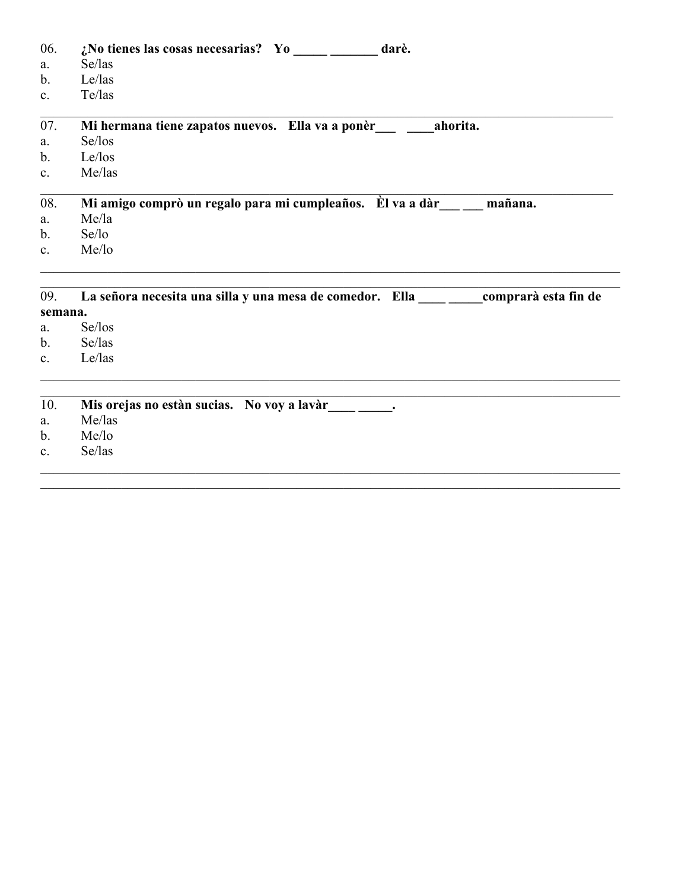06. **¿No tienes las cosas necesarias? Yo _____ _______ darè.**

a. Se/las
b. Le/las
c. Te/las

---

07. **Mi hermana tiene zapatos nuevos. Ella va a ponèr___ ____ahorita.**

a. Se/los
b. Le/los
c. Me/las

---

08. **Mi amigo comprò un regalo para mi cumpleaños. Èl va a dàr___ ___ mañana.**

a. Me/la
b. Se/lo
c. Me/lo

---

09. **La señora necesita una silla y una mesa de comedor. Ella ____ _____comprarà esta fin de semana.**

a. Se/los
b. Se/las
c. Le/las

---

10. **Mis orejas no estàn sucias. No voy a lavàr____ _____.**

a. Me/las
b. Me/lo
c. Se/las

---